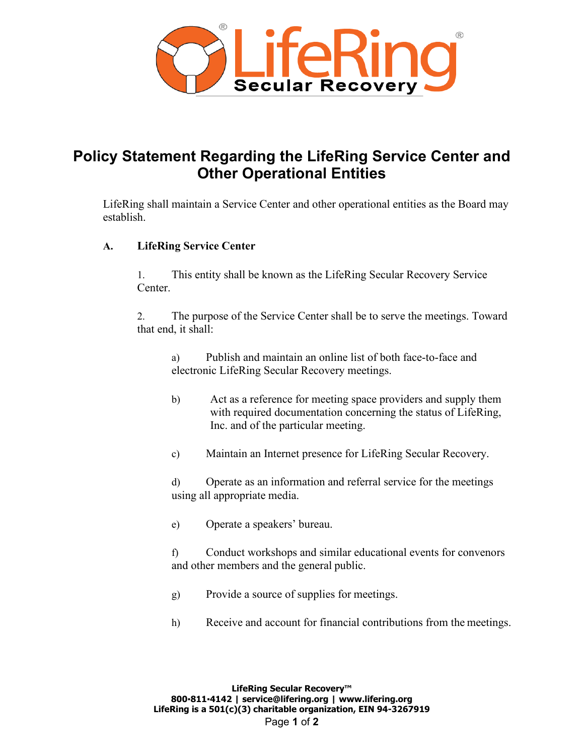# Policy Statement Regarding the LifeRing Service Center and Other Operational Entities

LifeRing shall maintain a Service Center and other operational entities as the Board may establish.

## A. LifeRing Service Center

1. This entity shall be known as the LifeRing Secular Recovery Service Center.

2. The purpose of the Service Center shall be to serve the meetings. Toward that end, it shall:

   a) Publish and maintain an online list of both face-to-face and electronic LifeRing Secular Recovery meetings.

   b) Act as a reference for meeting space providers and supply them with required documentation concerning the status of LifeRing, Inc. and of the particular meeting.

   c) Maintain an Internet presence for LifeRing Secular Recovery.

   d) Operate as an information and referral service for the meetings using all appropriate media.

   e) Operate a speakers' bureau.

   f) Conduct workshops and similar educational events for convenors and other members and the general public.

   g) Provide a source of supplies for meetings.

   h) Receive and account for financial contributions from the meetings.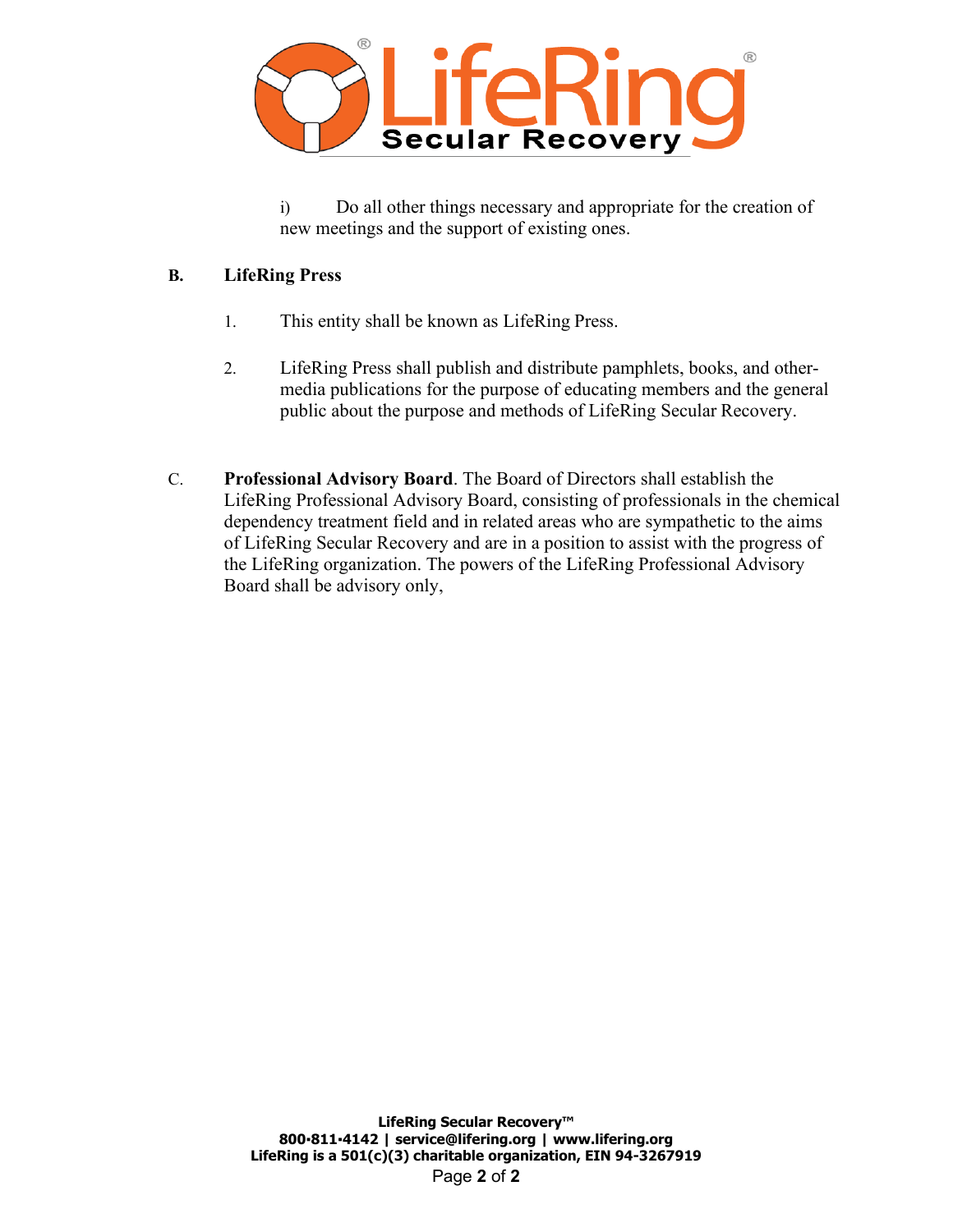i) Do all other things necessary and appropriate for the creation of new meetings and the support of existing ones.

**B. LifeRing Press**

1. This entity shall be known as LifeRing Press.

2. LifeRing Press shall publish and distribute pamphlets, books, and other-media publications for the purpose of educating members and the general public about the purpose and methods of LifeRing Secular Recovery.

C. **Professional Advisory Board**. The Board of Directors shall establish the LifeRing Professional Advisory Board, consisting of professionals in the chemical dependency treatment field and in related areas who are sympathetic to the aims of LifeRing Secular Recovery and are in a position to assist with the progress of the LifeRing organization. The powers of the LifeRing Professional Advisory Board shall be advisory only,